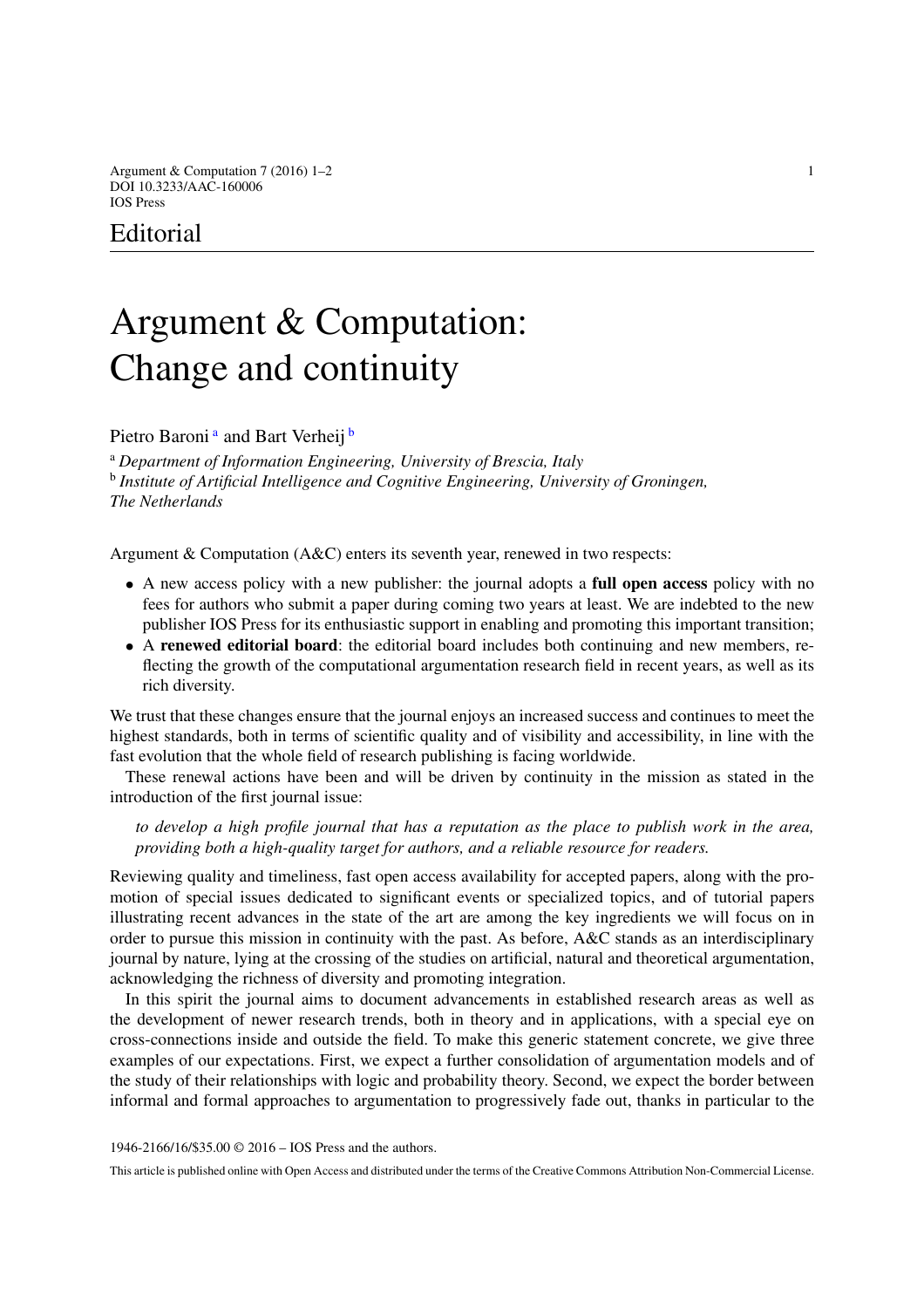## Editorial

# Argument & Computation: Change and continuity

Pietro Baroni [a] and Bart Verheij [b]

[a] *Department of Information Engineering, University of Brescia, Italy*
[b] *Institute of Artificial Intelligence and Cognitive Engineering, University of Groningen, The Netherlands*

Argument & Computation (A&C) enters its seventh year, renewed in two respects:

- A new access policy with a new publisher: the journal adopts a **full open access** policy with no fees for authors who submit a paper during coming two years at least. We are indebted to the new publisher IOS Press for its enthusiastic support in enabling and promoting this important transition;
- A **renewed editorial board**: the editorial board includes both continuing and new members, reflecting the growth of the computational argumentation research field in recent years, as well as its rich diversity.

We trust that these changes ensure that the journal enjoys an increased success and continues to meet the highest standards, both in terms of scientific quality and of visibility and accessibility, in line with the fast evolution that the whole field of research publishing is facing worldwide.

These renewal actions have been and will be driven by continuity in the mission as stated in the introduction of the first journal issue:

> *to develop a high profile journal that has a reputation as the place to publish work in the area, providing both a high-quality target for authors, and a reliable resource for readers.*

Reviewing quality and timeliness, fast open access availability for accepted papers, along with the promotion of special issues dedicated to significant events or specialized topics, and of tutorial papers illustrating recent advances in the state of the art are among the key ingredients we will focus on in order to pursue this mission in continuity with the past. As before, A&C stands as an interdisciplinary journal by nature, lying at the crossing of the studies on artificial, natural and theoretical argumentation, acknowledging the richness of diversity and promoting integration.

In this spirit the journal aims to document advancements in established research areas as well as the development of newer research trends, both in theory and in applications, with a special eye on cross-connections inside and outside the field. To make this generic statement concrete, we give three examples of our expectations. First, we expect a further consolidation of argumentation models and of the study of their relationships with logic and probability theory. Second, we expect the border between informal and formal approaches to argumentation to progressively fade out, thanks in particular to the

1946-2166/16/$35.00 © 2016 – IOS Press and the authors.

This article is published online with Open Access and distributed under the terms of the Creative Commons Attribution Non-Commercial License.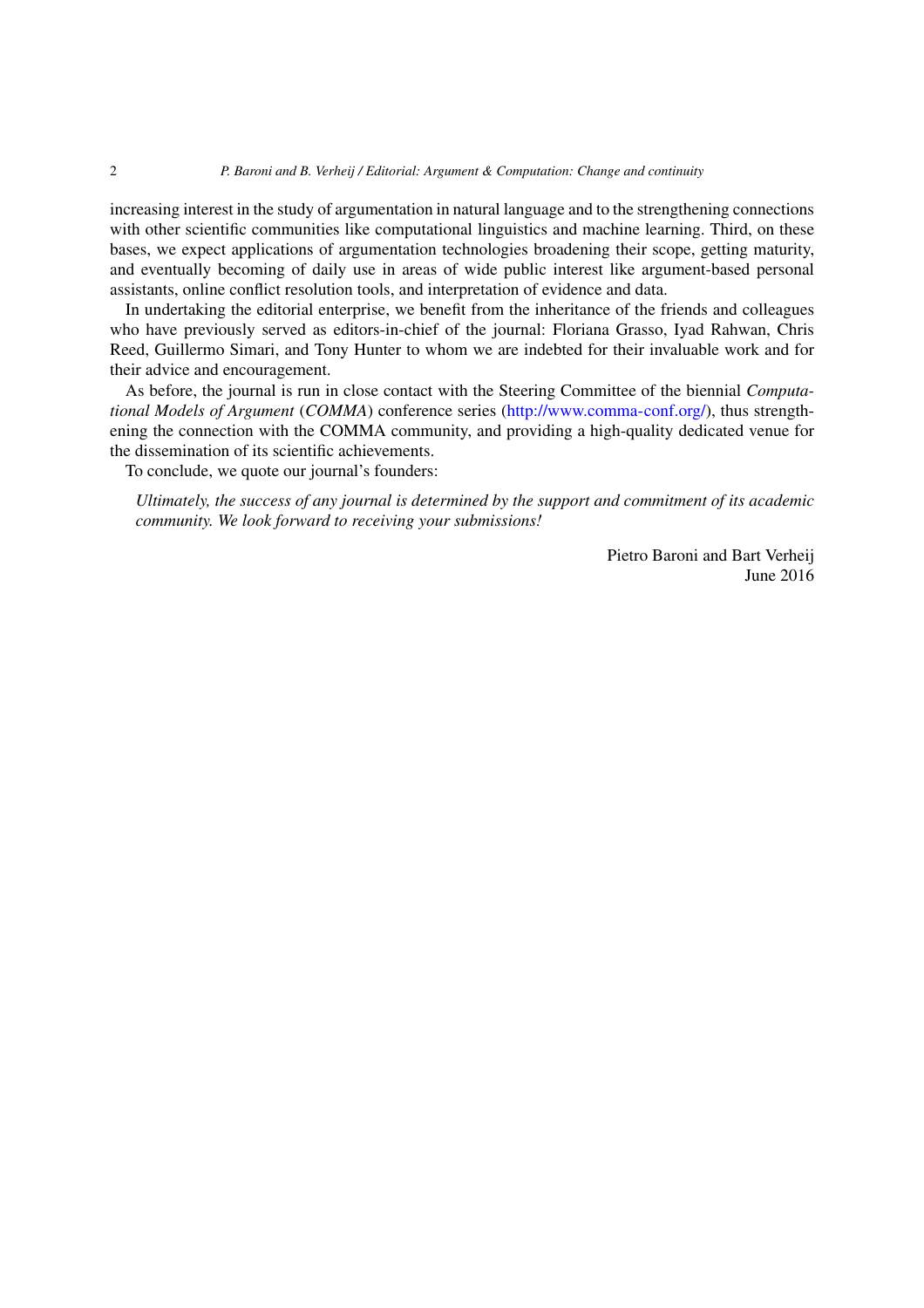increasing interest in the study of argumentation in natural language and to the strengthening connections with other scientific communities like computational linguistics and machine learning. Third, on these bases, we expect applications of argumentation technologies broadening their scope, getting maturity, and eventually becoming of daily use in areas of wide public interest like argument-based personal assistants, online conflict resolution tools, and interpretation of evidence and data.

In undertaking the editorial enterprise, we benefit from the inheritance of the friends and colleagues who have previously served as editors-in-chief of the journal: Floriana Grasso, Iyad Rahwan, Chris Reed, Guillermo Simari, and Tony Hunter to whom we are indebted for their invaluable work and for their advice and encouragement.

As before, the journal is run in close contact with the Steering Committee of the biennial *Computational Models of Argument* (*COMMA*) conference series (http://www.comma-conf.org/), thus strengthening the connection with the COMMA community, and providing a high-quality dedicated venue for the dissemination of its scientific achievements.

To conclude, we quote our journal's founders:

> *Ultimately, the success of any journal is determined by the support and commitment of its academic community. We look forward to receiving your submissions!*

Pietro Baroni and Bart Verheij
June 2016